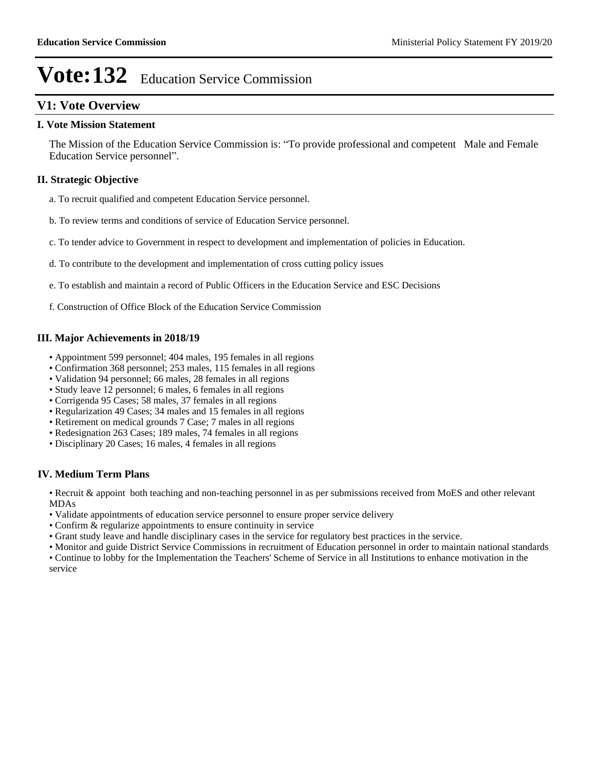# Vote:132 Education Service Commission

## V1: Vote Overview

### I. Vote Mission Statement

The Mission of the Education Service Commission is: "To provide professional and competent Male and Female Education Service personnel".

### II. Strategic Objective

a. To recruit qualified and competent Education Service personnel.

b. To review terms and conditions of service of Education Service personnel.

c. To tender advice to Government in respect to development and implementation of policies in Education.

d. To contribute to the development and implementation of cross cutting policy issues

e. To establish and maintain a record of Public Officers in the Education Service and ESC Decisions

f. Construction of Office Block of the Education Service Commission

### III. Major Achievements in 2018/19

- Appointment 599 personnel; 404 males, 195 females in all regions
- Confirmation 368 personnel; 253 males, 115 females in all regions
- Validation 94 personnel; 66 males, 28 females in all regions
- Study leave 12 personnel; 6 males, 6 females in all regions
- Corrigenda 95 Cases; 58 males, 37 females in all regions
- Regularization 49 Cases; 34 males and 15 females in all regions
- Retirement on medical grounds 7 Case; 7 males in all regions
- Redesignation 263 Cases; 189 males, 74 females in all regions
- Disciplinary 20 Cases; 16 males, 4 females in all regions

### IV. Medium Term Plans

- Recruit & appoint both teaching and non-teaching personnel in as per submissions received from MoES and other relevant MDAs
- Validate appointments of education service personnel to ensure proper service delivery
- Confirm & regularize appointments to ensure continuity in service
- Grant study leave and handle disciplinary cases in the service for regulatory best practices in the service.
- Monitor and guide District Service Commissions in recruitment of Education personnel in order to maintain national standards
- Continue to lobby for the Implementation the Teachers' Scheme of Service in all Institutions to enhance motivation in the service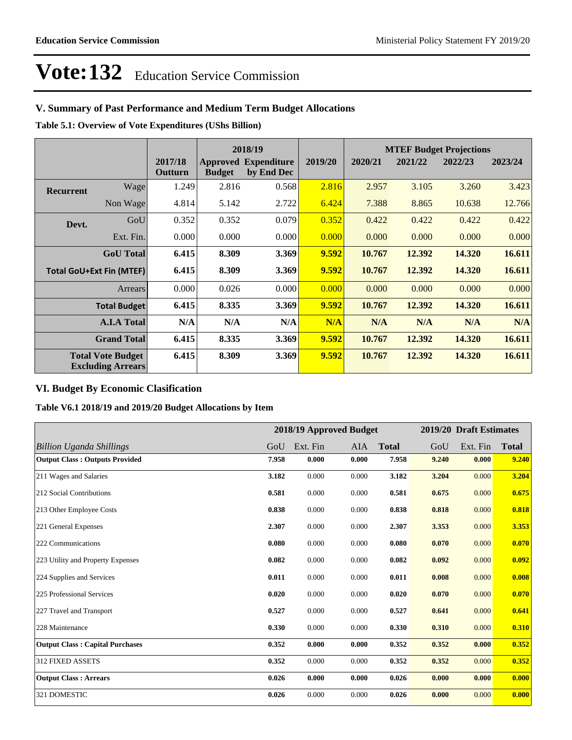# Vote:132 Education Service Commission

## V. Summary of Past Performance and Medium Term Budget Allocations

**Table 5.1: Overview of Vote Expenditures (UShs Billion)**

| | | 2017/18 Outturn | 2018/19 Approved Budget | 2018/19 Expenditure by End Dec | 2019/20 | MTEF Budget Projections 2020/21 | 2021/22 | 2022/23 | 2023/24 |
|---|---|---|---|---|---|---|---|---|---|
| **Recurrent** | Wage | 1.249 | 2.816 | 0.568 | 2.816 | 2.957 | 3.105 | 3.260 | 3.423 |
| | Non Wage | 4.814 | 5.142 | 2.722 | 6.424 | 7.388 | 8.865 | 10.638 | 12.766 |
| **Devt.** | GoU | 0.352 | 0.352 | 0.079 | 0.352 | 0.422 | 0.422 | 0.422 | 0.422 |
| | Ext. Fin. | 0.000 | 0.000 | 0.000 | 0.000 | 0.000 | 0.000 | 0.000 | 0.000 |
| | **GoU Total** | **6.415** | **8.309** | **3.369** | **9.592** | **10.767** | **12.392** | **14.320** | **16.611** |
| **Total GoU+Ext Fin (MTEF)** | | **6.415** | **8.309** | **3.369** | **9.592** | **10.767** | **12.392** | **14.320** | **16.611** |
| | Arrears | 0.000 | 0.026 | 0.000 | 0.000 | 0.000 | 0.000 | 0.000 | 0.000 |
| | **Total Budget** | **6.415** | **8.335** | **3.369** | **9.592** | **10.767** | **12.392** | **14.320** | **16.611** |
| | **A.I.A Total** | **N/A** | **N/A** | **N/A** | **N/A** | **N/A** | **N/A** | **N/A** | **N/A** |
| | **Grand Total** | **6.415** | **8.335** | **3.369** | **9.592** | **10.767** | **12.392** | **14.320** | **16.611** |
| **Total Vote Budget Excluding Arrears** | | **6.415** | **8.309** | **3.369** | **9.592** | **10.767** | **12.392** | **14.320** | **16.611** |

## VI. Budget By Economic Clasification

**Table V6.1 2018/19 and 2019/20 Budget Allocations by Item**

| | 2018/19 Approved Budget | | | | 2019/20 Draft Estimates | | |
|---|---|---|---|---|---|---|---|
| *Billion Uganda Shillings* | GoU | Ext. Fin | AIA | **Total** | GoU | Ext. Fin | **Total** |
| **Output Class : Outputs Provided** | **7.958** | **0.000** | **0.000** | **7.958** | **9.240** | **0.000** | **9.240** |
| 211 Wages and Salaries | **3.182** | 0.000 | 0.000 | **3.182** | **3.204** | 0.000 | **3.204** |
| 212 Social Contributions | **0.581** | 0.000 | 0.000 | **0.581** | **0.675** | 0.000 | **0.675** |
| 213 Other Employee Costs | **0.838** | 0.000 | 0.000 | **0.838** | **0.818** | 0.000 | **0.818** |
| 221 General Expenses | **2.307** | 0.000 | 0.000 | **2.307** | **3.353** | 0.000 | **3.353** |
| 222 Communications | **0.080** | 0.000 | 0.000 | **0.080** | **0.070** | 0.000 | **0.070** |
| 223 Utility and Property Expenses | **0.082** | 0.000 | 0.000 | **0.082** | **0.092** | 0.000 | **0.092** |
| 224 Supplies and Services | **0.011** | 0.000 | 0.000 | **0.011** | **0.008** | 0.000 | **0.008** |
| 225 Professional Services | **0.020** | 0.000 | 0.000 | **0.020** | **0.070** | 0.000 | **0.070** |
| 227 Travel and Transport | **0.527** | 0.000 | 0.000 | **0.527** | **0.641** | 0.000 | **0.641** |
| 228 Maintenance | **0.330** | 0.000 | 0.000 | **0.330** | **0.310** | 0.000 | **0.310** |
| **Output Class : Capital Purchases** | **0.352** | **0.000** | **0.000** | **0.352** | **0.352** | **0.000** | **0.352** |
| 312 FIXED ASSETS | **0.352** | 0.000 | 0.000 | **0.352** | **0.352** | 0.000 | **0.352** |
| **Output Class : Arrears** | **0.026** | **0.000** | **0.000** | **0.026** | **0.000** | **0.000** | **0.000** |
| 321 DOMESTIC | **0.026** | 0.000 | 0.000 | **0.026** | **0.000** | 0.000 | **0.000** |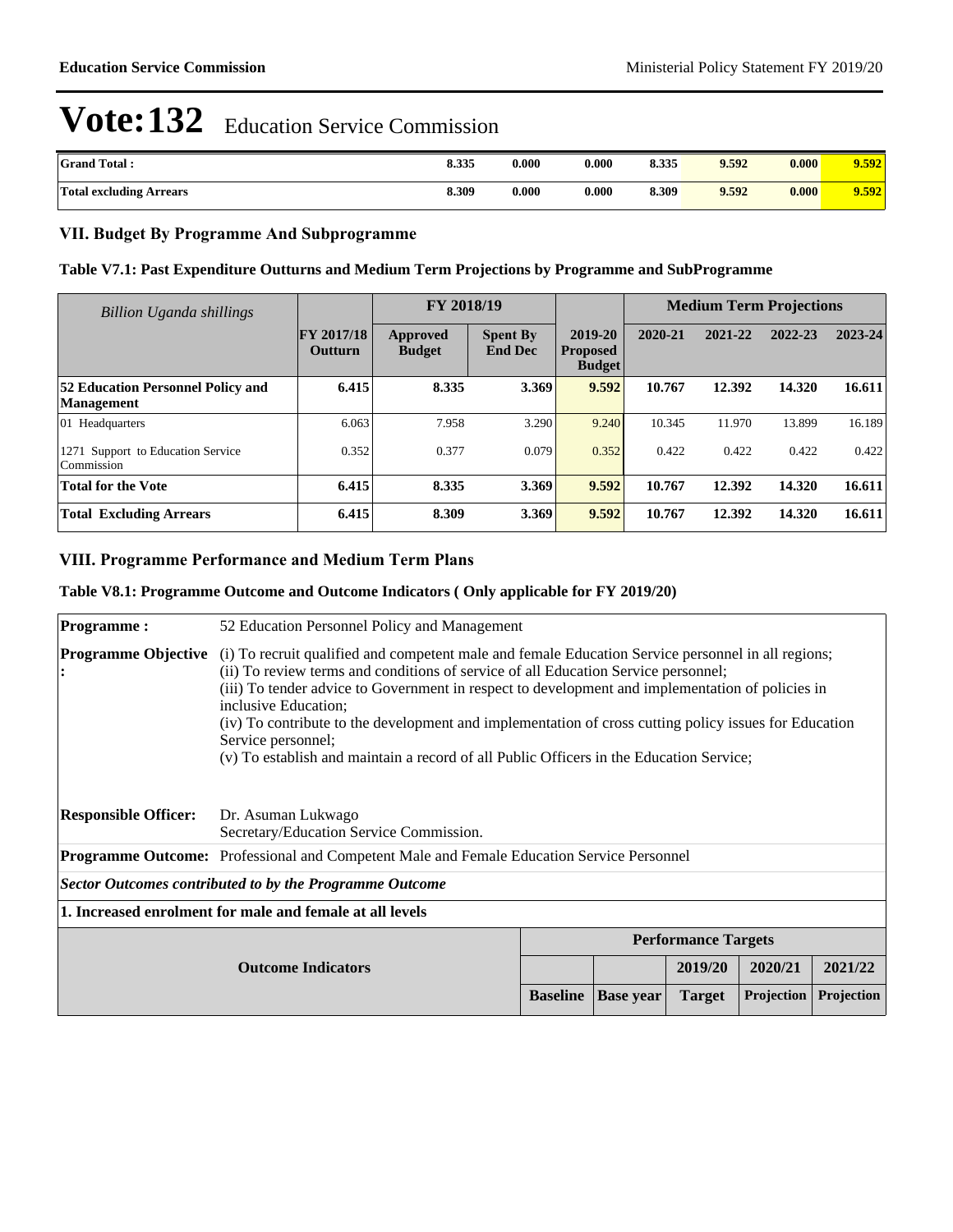# Vote:132 Education Service Commission

| Grand Total : | 8.335 | 0.000 | 0.000 | 8.335 | 9.592 | 0.000 | 9.592 |
|---|---|---|---|---|---|---|---|
| Total excluding Arrears | 8.309 | 0.000 | 0.000 | 8.309 | 9.592 | 0.000 | 9.592 |

## VII. Budget By Programme And Subprogramme

### Table V7.1: Past Expenditure Outturns and Medium Term Projections by Programme and SubProgramme

| *Billion Uganda shillings* | | FY 2018/19 | | | Medium Term Projections | | | |
|---|---|---|---|---|---|---|---|---|
| | FY 2017/18 Outturn | Approved Budget | Spent By End Dec | 2019-20 Proposed Budget | 2020-21 | 2021-22 | 2022-23 | 2023-24 |
| **52 Education Personnel Policy and Management** | **6.415** | **8.335** | **3.369** | **9.592** | **10.767** | **12.392** | **14.320** | **16.611** |
| 01 Headquarters | 6.063 | 7.958 | 3.290 | 9.240 | 10.345 | 11.970 | 13.899 | 16.189 |
| 1271 Support to Education Service Commission | 0.352 | 0.377 | 0.079 | 0.352 | 0.422 | 0.422 | 0.422 | 0.422 |
| **Total for the Vote** | **6.415** | **8.335** | **3.369** | **9.592** | **10.767** | **12.392** | **14.320** | **16.611** |
| **Total Excluding Arrears** | **6.415** | **8.309** | **3.369** | **9.592** | **10.767** | **12.392** | **14.320** | **16.611** |

## VIII. Programme Performance and Medium Term Plans

### Table V8.1: Programme Outcome and Outcome Indicators ( Only applicable for FY 2019/20)

| **Programme :** | 52 Education Personnel Policy and Management |
|---|---|
| **Programme Objective :** | (i) To recruit qualified and competent male and female Education Service personnel in all regions;<br>(ii) To review terms and conditions of service of all Education Service personnel;<br>(iii) To tender advice to Government in respect to development and implementation of policies in inclusive Education;<br>(iv) To contribute to the development and implementation of cross cutting policy issues for Education Service personnel;<br>(v) To establish and maintain a record of all Public Officers in the Education Service; |
| **Responsible Officer:** | Dr. Asuman Lukwago<br>Secretary/Education Service Commission. |
| **Programme Outcome:** | Professional and Competent Male and Female Education Service Personnel |

***Sector Outcomes contributed to by the Programme Outcome***

**1. Increased enrolment for male and female at all levels**

| Outcome Indicators | Performance Targets | | | | |
|---|---|---|---|---|---|
| | | | 2019/20 | 2020/21 | 2021/22 |
| | Baseline | Base year | Target | Projection | Projection |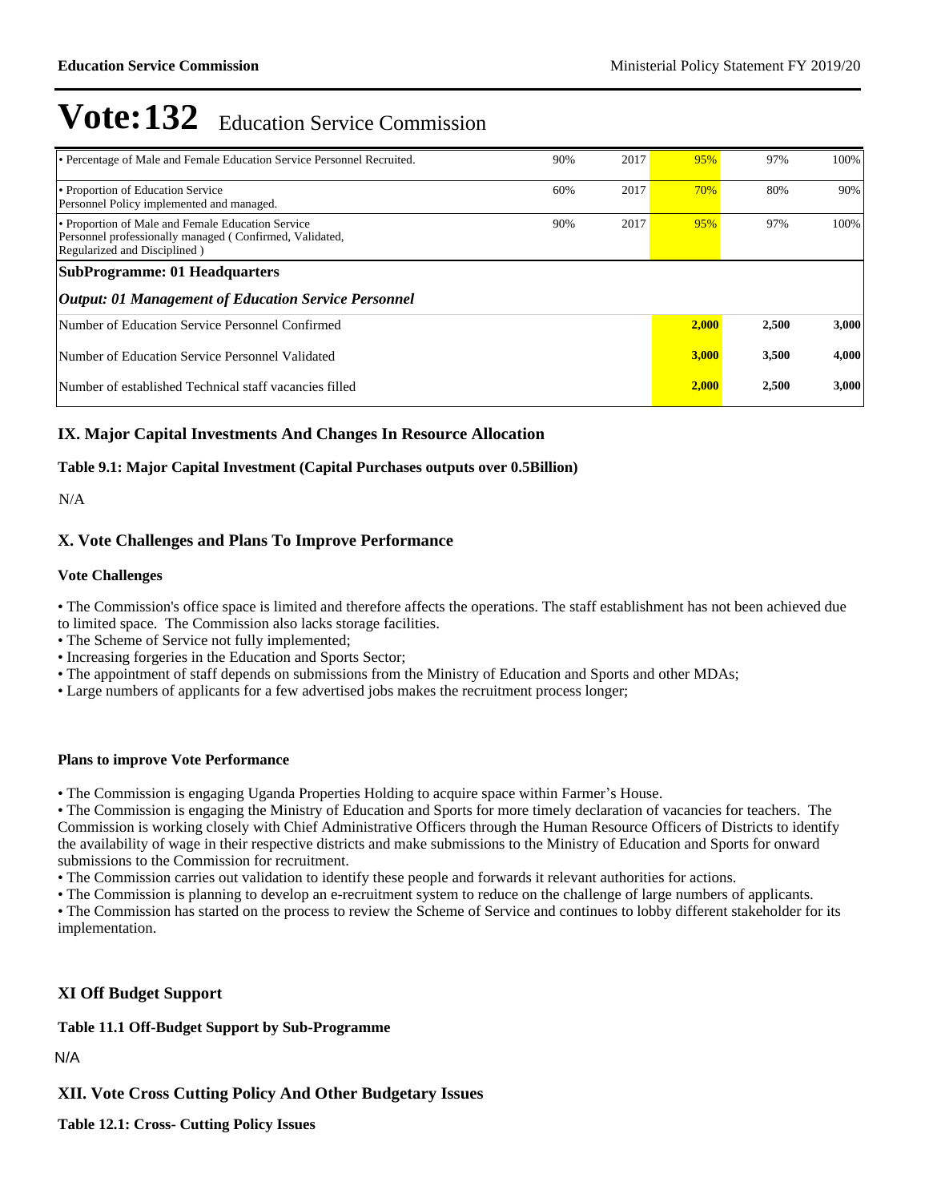# Vote:132 Education Service Commission

| | | | | | |
|---|---|---|---|---|---|
| • Percentage of Male and Female Education Service Personnel Recruited. | 90% | 2017 | 95% | 97% | 100% |
| • Proportion of Education Service Personnel Policy implemented and managed. | 60% | 2017 | 70% | 80% | 90% |
| • Proportion of Male and Female Education Service Personnel professionally managed ( Confirmed, Validated, Regularized and Disciplined ) | 90% | 2017 | 95% | 97% | 100% |
| **SubProgramme: 01 Headquarters** | | | | | |
| ***Output: 01 Management of Education Service Personnel*** | | | | | |
| Number of Education Service Personnel Confirmed | | | **2,000** | **2,500** | **3,000** |
| Number of Education Service Personnel Validated | | | **3,000** | **3,500** | **4,000** |
| Number of established Technical staff vacancies filled | | | **2,000** | **2,500** | **3,000** |

## IX. Major Capital Investments And Changes In Resource Allocation

**Table 9.1: Major Capital Investment (Capital Purchases outputs over 0.5Billion)**

N/A

## X. Vote Challenges and Plans To Improve Performance

**Vote Challenges**

• The Commission's office space is limited and therefore affects the operations. The staff establishment has not been achieved due to limited space. The Commission also lacks storage facilities.
• The Scheme of Service not fully implemented;
• Increasing forgeries in the Education and Sports Sector;
• The appointment of staff depends on submissions from the Ministry of Education and Sports and other MDAs;
• Large numbers of applicants for a few advertised jobs makes the recruitment process longer;

**Plans to improve Vote Performance**

• The Commission is engaging Uganda Properties Holding to acquire space within Farmer's House.
• The Commission is engaging the Ministry of Education and Sports for more timely declaration of vacancies for teachers. The Commission is working closely with Chief Administrative Officers through the Human Resource Officers of Districts to identify the availability of wage in their respective districts and make submissions to the Ministry of Education and Sports for onward submissions to the Commission for recruitment.
• The Commission carries out validation to identify these people and forwards it relevant authorities for actions.
• The Commission is planning to develop an e-recruitment system to reduce on the challenge of large numbers of applicants.
• The Commission has started on the process to review the Scheme of Service and continues to lobby different stakeholder for its implementation.

## XI Off Budget Support

**Table 11.1 Off-Budget Support by Sub-Programme**

N/A

## XII. Vote Cross Cutting Policy And Other Budgetary Issues

**Table 12.1: Cross- Cutting Policy Issues**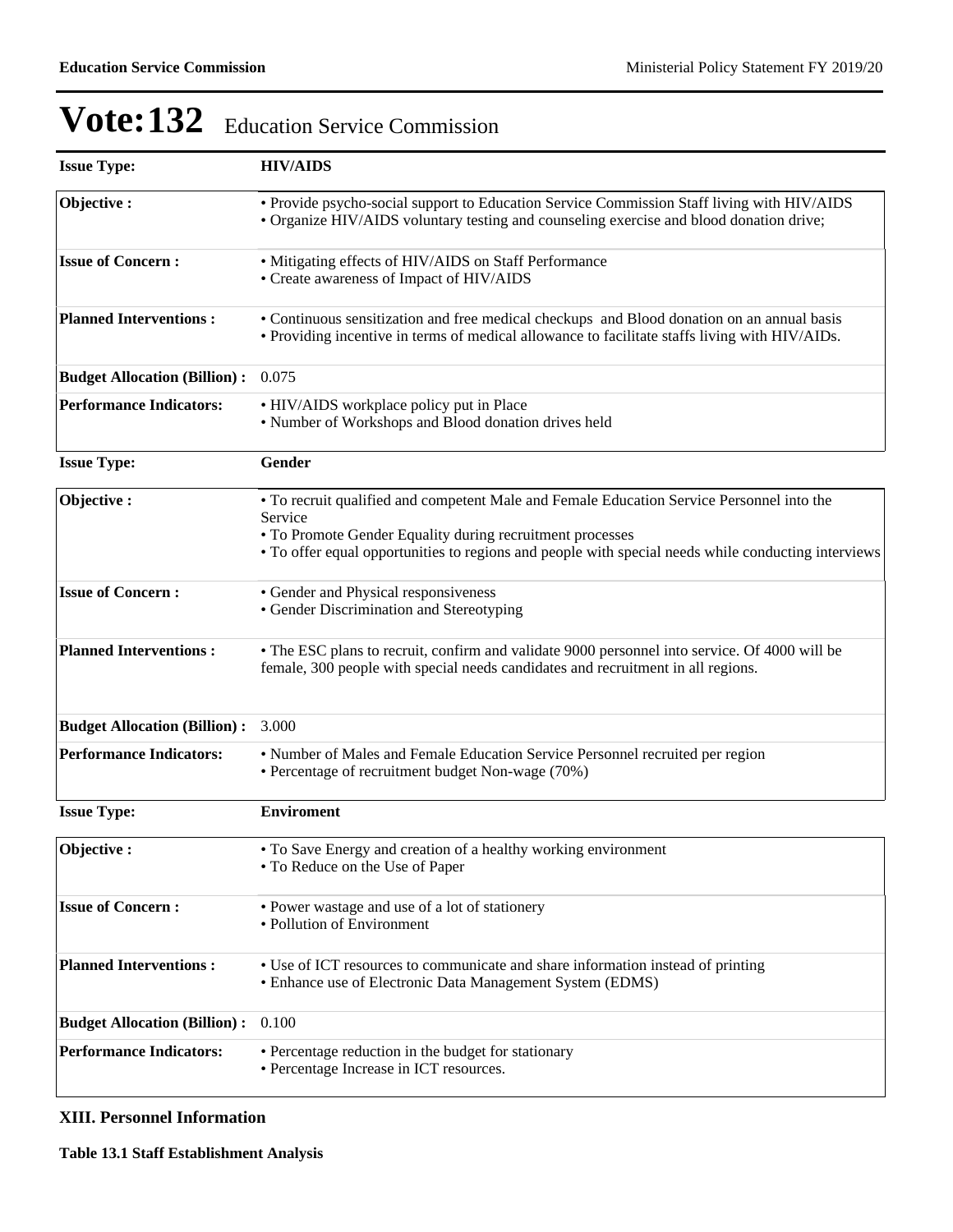# Vote:132 Education Service Commission

| Issue Type: | HIV/AIDS |
|---|---|
| Objective : | • Provide psycho-social support to Education Service Commission Staff living with HIV/AIDS<br>• Organize HIV/AIDS voluntary testing and counseling exercise and blood donation drive; |
| Issue of Concern : | • Mitigating effects of HIV/AIDS on Staff Performance<br>• Create awareness of Impact of HIV/AIDS |
| Planned Interventions : | • Continuous sensitization and free medical checkups and Blood donation on an annual basis<br>• Providing incentive in terms of medical allowance to facilitate staffs living with HIV/AIDs. |
| Budget Allocation (Billion) : | 0.075 |
| Performance Indicators: | • HIV/AIDS workplace policy put in Place<br>• Number of Workshops and Blood donation drives held |

| Issue Type: | Gender |
|---|---|
| Objective : | • To recruit qualified and competent Male and Female Education Service Personnel into the Service<br>• To Promote Gender Equality during recruitment processes<br>• To offer equal opportunities to regions and people with special needs while conducting interviews |
| Issue of Concern : | • Gender and Physical responsiveness<br>• Gender Discrimination and Stereotyping |
| Planned Interventions : | • The ESC plans to recruit, confirm and validate 9000 personnel into service. Of 4000 will be female, 300 people with special needs candidates and recruitment in all regions. |
| Budget Allocation (Billion) : | 3.000 |
| Performance Indicators: | • Number of Males and Female Education Service Personnel recruited per region<br>• Percentage of recruitment budget Non-wage (70%) |

| Issue Type: | Enviroment |
|---|---|
| Objective : | • To Save Energy and creation of a healthy working environment<br>• To Reduce on the Use of Paper |
| Issue of Concern : | • Power wastage and use of a lot of stationery<br>• Pollution of Environment |
| Planned Interventions : | • Use of ICT resources to communicate and share information instead of printing<br>• Enhance use of Electronic Data Management System (EDMS) |
| Budget Allocation (Billion) : | 0.100 |
| Performance Indicators: | • Percentage reduction in the budget for stationary<br>• Percentage Increase in ICT resources. |

## XIII. Personnel Information

**Table 13.1 Staff Establishment Analysis**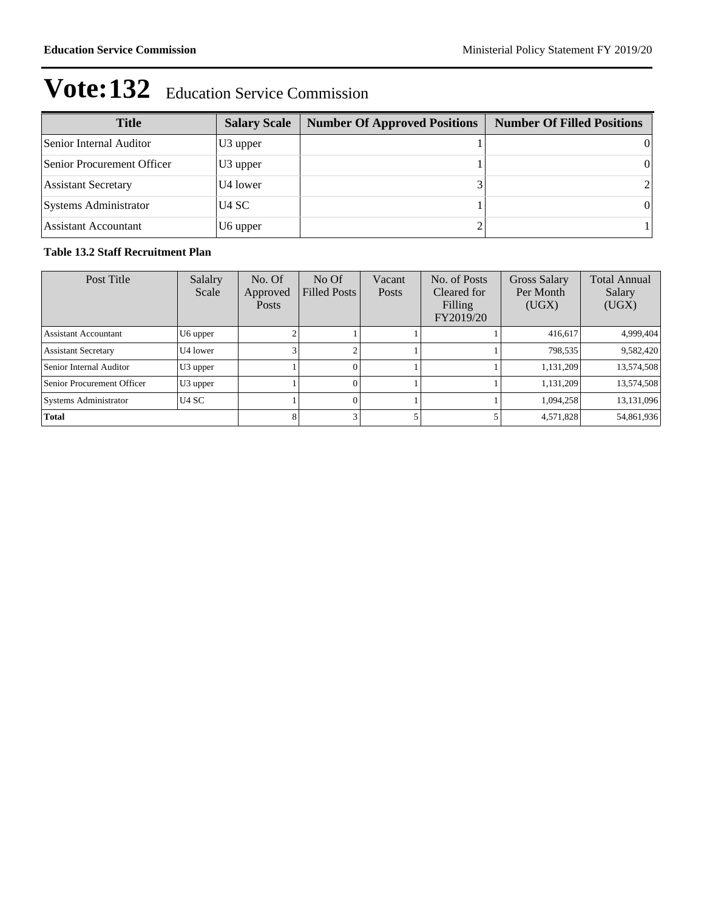# Vote:132 Education Service Commission

| Title | Salary Scale | Number Of Approved Positions | Number Of Filled Positions |
|---|---|---|---|
| Senior Internal Auditor | U3 upper | 1 | 0 |
| Senior Procurement Officer | U3 upper | 1 | 0 |
| Assistant Secretary | U4 lower | 3 | 2 |
| Systems Administrator | U4 SC | 1 | 0 |
| Assistant Accountant | U6 upper | 2 | 1 |

**Table 13.2 Staff Recruitment Plan**

| Post Title | Salalry Scale | No. Of Approved Posts | No Of Filled Posts | Vacant Posts | No. of Posts Cleared for Filling FY2019/20 | Gross Salary Per Month (UGX) | Total Annual Salary (UGX) |
|---|---|---|---|---|---|---|---|
| Assistant Accountant | U6 upper | 2 | 1 | 1 | 1 | 416,617 | 4,999,404 |
| Assistant Secretary | U4 lower | 3 | 2 | 1 | 1 | 798,535 | 9,582,420 |
| Senior Internal Auditor | U3 upper | 1 | 0 | 1 | 1 | 1,131,209 | 13,574,508 |
| Senior Procurement Officer | U3 upper | 1 | 0 | 1 | 1 | 1,131,209 | 13,574,508 |
| Systems Administrator | U4 SC | 1 | 0 | 1 | 1 | 1,094,258 | 13,131,096 |
| **Total** | | 8 | 3 | 5 | 5 | 4,571,828 | 54,861,936 |